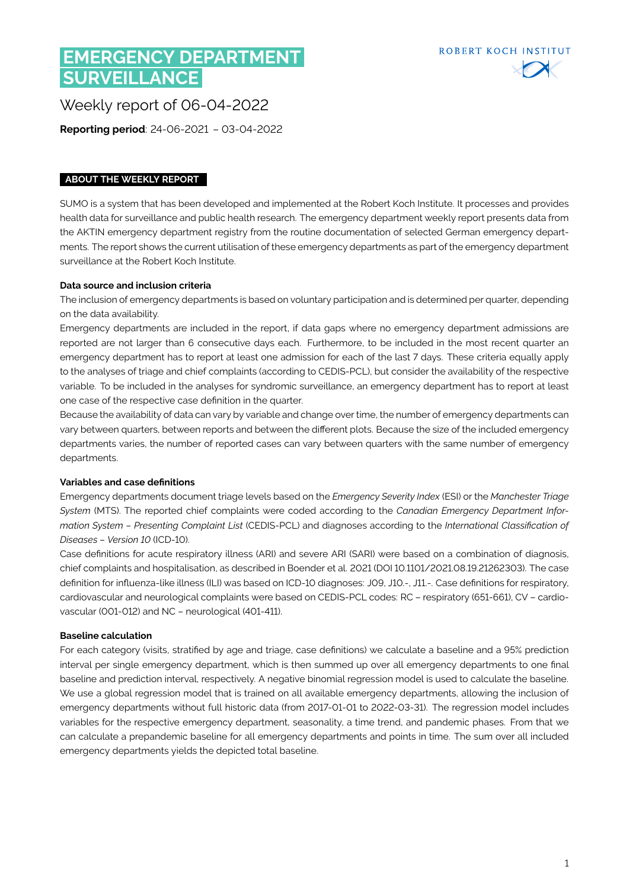# EMERGENCY DEPARTMENT SURVEILLANCE

ROBERT KOCH INSTITUT

## Weekly report of 06-04-2022

**Reporting period**: 24-06-2021 – 03-04-2022

### ABOUT THE WEEKLY REPORT

SUMO is a system that has been developed and implemented at the Robert Koch Institute. It processes and provides health data for surveillance and public health research. The emergency department weekly report presents data from the AKTIN emergency department registry from the routine documentation of selected German emergency departments. The report shows the current utilisation of these emergency departments as part of the emergency department surveillance at the Robert Koch Institute.

**Data source and inclusion criteria**

The inclusion of emergency departments is based on voluntary participation and is determined per quarter, depending on the data availability.

Emergency departments are included in the report, if data gaps where no emergency department admissions are reported are not larger than 6 consecutive days each. Furthermore, to be included in the most recent quarter an emergency department has to report at least one admission for each of the last 7 days. These criteria equally apply to the analyses of triage and chief complaints (according to CEDIS-PCL), but consider the availability of the respective variable. To be included in the analyses for syndromic surveillance, an emergency department has to report at least one case of the respective case definition in the quarter.

Because the availability of data can vary by variable and change over time, the number of emergency departments can vary between quarters, between reports and between the different plots. Because the size of the included emergency departments varies, the number of reported cases can vary between quarters with the same number of emergency departments.

**Variables and case definitions**

Emergency departments document triage levels based on the *Emergency Severity Index* (ESI) or the *Manchester Triage System* (MTS). The reported chief complaints were coded according to the *Canadian Emergency Department Information System – Presenting Complaint List* (CEDIS-PCL) and diagnoses according to the *International Classification of Diseases – Version 10* (ICD-10).

Case definitions for acute respiratory illness (ARI) and severe ARI (SARI) were based on a combination of diagnosis, chief complaints and hospitalisation, as described in Boender et al. 2021 (DOI 10.1101/2021.08.19.21262303). The case definition for influenza-like illness (ILI) was based on ICD-10 diagnoses: J09, J10.-, J11.-. Case definitions for respiratory, cardiovascular and neurological complaints were based on CEDIS-PCL codes: RC – respiratory (651-661), CV – cardiovascular (001-012) and NC – neurological (401-411).

**Baseline calculation**

For each category (visits, stratified by age and triage, case definitions) we calculate a baseline and a 95% prediction interval per single emergency department, which is then summed up over all emergency departments to one final baseline and prediction interval, respectively. A negative binomial regression model is used to calculate the baseline. We use a global regression model that is trained on all available emergency departments, allowing the inclusion of emergency departments without full historic data (from 2017-01-01 to 2022-03-31). The regression model includes variables for the respective emergency department, seasonality, a time trend, and pandemic phases. From that we can calculate a prepandemic baseline for all emergency departments and points in time. The sum over all included emergency departments yields the depicted total baseline.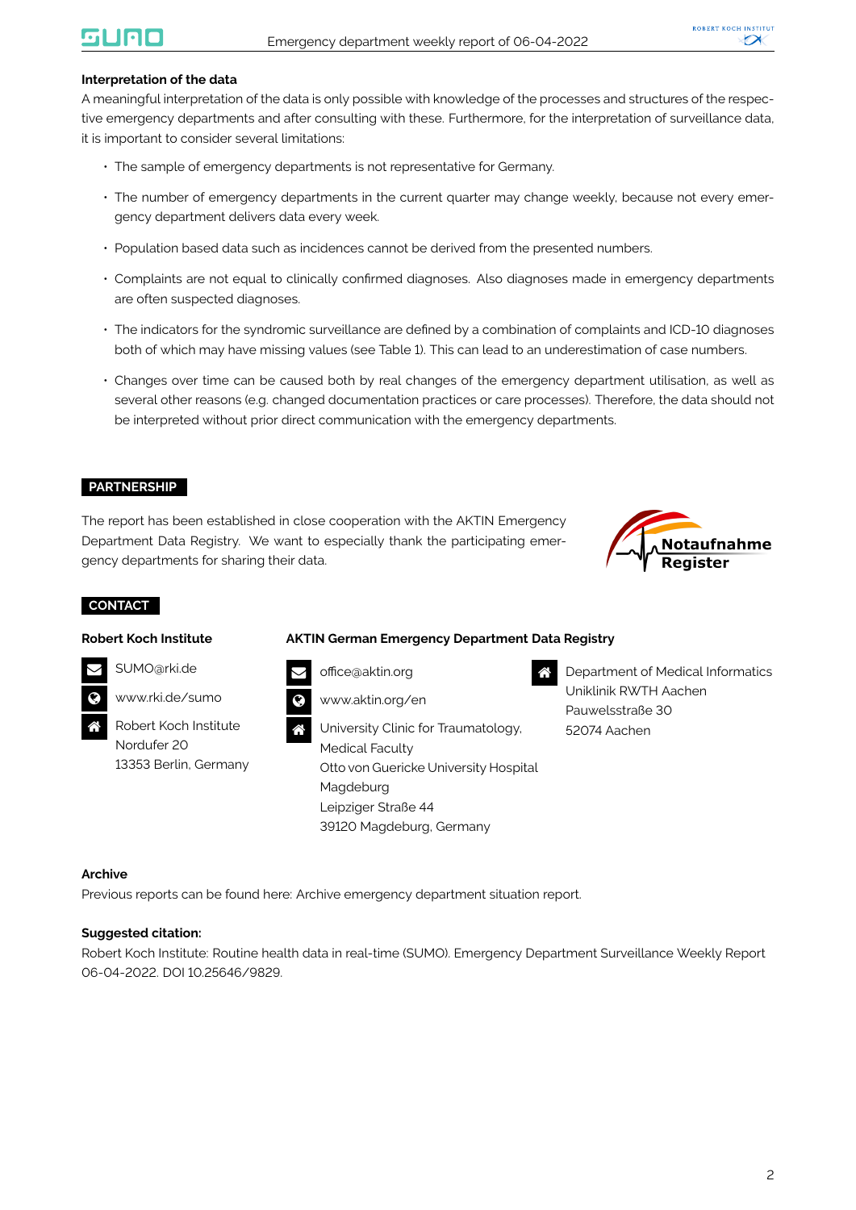### Interpretation of the data

A meaningful interpretation of the data is only possible with knowledge of the processes and structures of the respective emergency departments and after consulting with these. Furthermore, for the interpretation of surveillance data, it is important to consider several limitations:

- The sample of emergency departments is not representative for Germany.
- The number of emergency departments in the current quarter may change weekly, because not every emergency department delivers data every week.
- Population based data such as incidences cannot be derived from the presented numbers.
- Complaints are not equal to clinically confirmed diagnoses. Also diagnoses made in emergency departments are often suspected diagnoses.
- The indicators for the syndromic surveillance are defined by a combination of complaints and ICD-10 diagnoses both of which may have missing values (see Table 1). This can lead to an underestimation of case numbers.
- Changes over time can be caused both by real changes of the emergency department utilisation, as well as several other reasons (e.g. changed documentation practices or care processes). Therefore, the data should not be interpreted without prior direct communication with the emergency departments.

## PARTNERSHIP

The report has been established in close cooperation with the AKTIN Emergency Department Data Registry. We want to especially thank the participating emergency departments for sharing their data.

Notaufnahme Register

## CONTACT

**Robert Koch Institute**

SUMO@rki.de

www.rki.de/sumo

Robert Koch Institute
Nordufer 20
13353 Berlin, Germany

**AKTIN German Emergency Department Data Registry**

office@aktin.org

www.aktin.org/en

University Clinic for Traumatology,
Medical Faculty
Otto von Guericke University Hospital
Magdeburg
Leipziger Straße 44
39120 Magdeburg, Germany

Department of Medical Informatics
Uniklinik RWTH Aachen
Pauwelsstraße 30
52074 Aachen

### Archive

Previous reports can be found here: Archive emergency department situation report.

### Suggested citation:

Robert Koch Institute: Routine health data in real-time (SUMO). Emergency Department Surveillance Weekly Report 06-04-2022. DOI 10.25646/9829.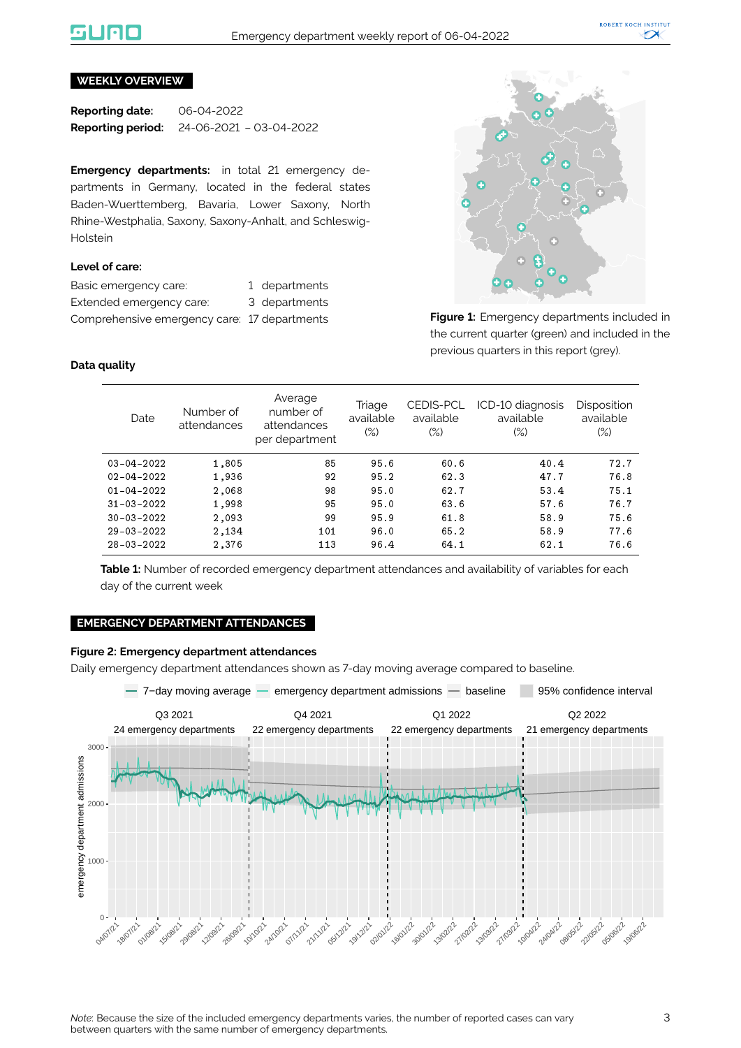## WEEKLY OVERVIEW

**Reporting date:** 06-04-2022
**Reporting period:** 24-06-2021 – 03-04-2022

**Emergency departments:** in total 21 emergency departments in Germany, located in the federal states Baden-Wuerttemberg, Bavaria, Lower Saxony, North Rhine-Westphalia, Saxony, Saxony-Anhalt, and Schleswig-Holstein

**Level of care:**

| | |
|---|---|
| Basic emergency care: | 1 departments |
| Extended emergency care: | 3 departments |
| Comprehensive emergency care: | 17 departments |

**Figure 1:** Emergency departments included in the current quarter (green) and included in the previous quarters in this report (grey).

**Data quality**

| Date | Number of attendances | Average number of attendances per department | Triage available (%) | CEDIS-PCL available (%) | ICD-10 diagnosis available (%) | Disposition available (%) |
|---|---|---|---|---|---|---|
| 03-04-2022 | 1,805 | 85 | 95.6 | 60.6 | 40.4 | 72.7 |
| 02-04-2022 | 1,936 | 92 | 95.2 | 62.3 | 47.7 | 76.8 |
| 01-04-2022 | 2,068 | 98 | 95.0 | 62.7 | 53.4 | 75.1 |
| 31-03-2022 | 1,998 | 95 | 95.0 | 63.6 | 57.6 | 76.7 |
| 30-03-2022 | 2,093 | 99 | 95.9 | 61.8 | 58.9 | 75.6 |
| 29-03-2022 | 2,134 | 101 | 96.0 | 65.2 | 58.9 | 77.6 |
| 28-03-2022 | 2,376 | 113 | 96.4 | 64.1 | 62.1 | 76.6 |

**Table 1:** Number of recorded emergency department attendances and availability of variables for each day of the current week

## EMERGENCY DEPARTMENT ATTENDANCES

**Figure 2: Emergency department attendances**

Daily emergency department attendances shown as 7-day moving average compared to baseline.

*Note*: Because the size of the included emergency departments varies, the number of reported cases can vary between quarters with the same number of emergency departments.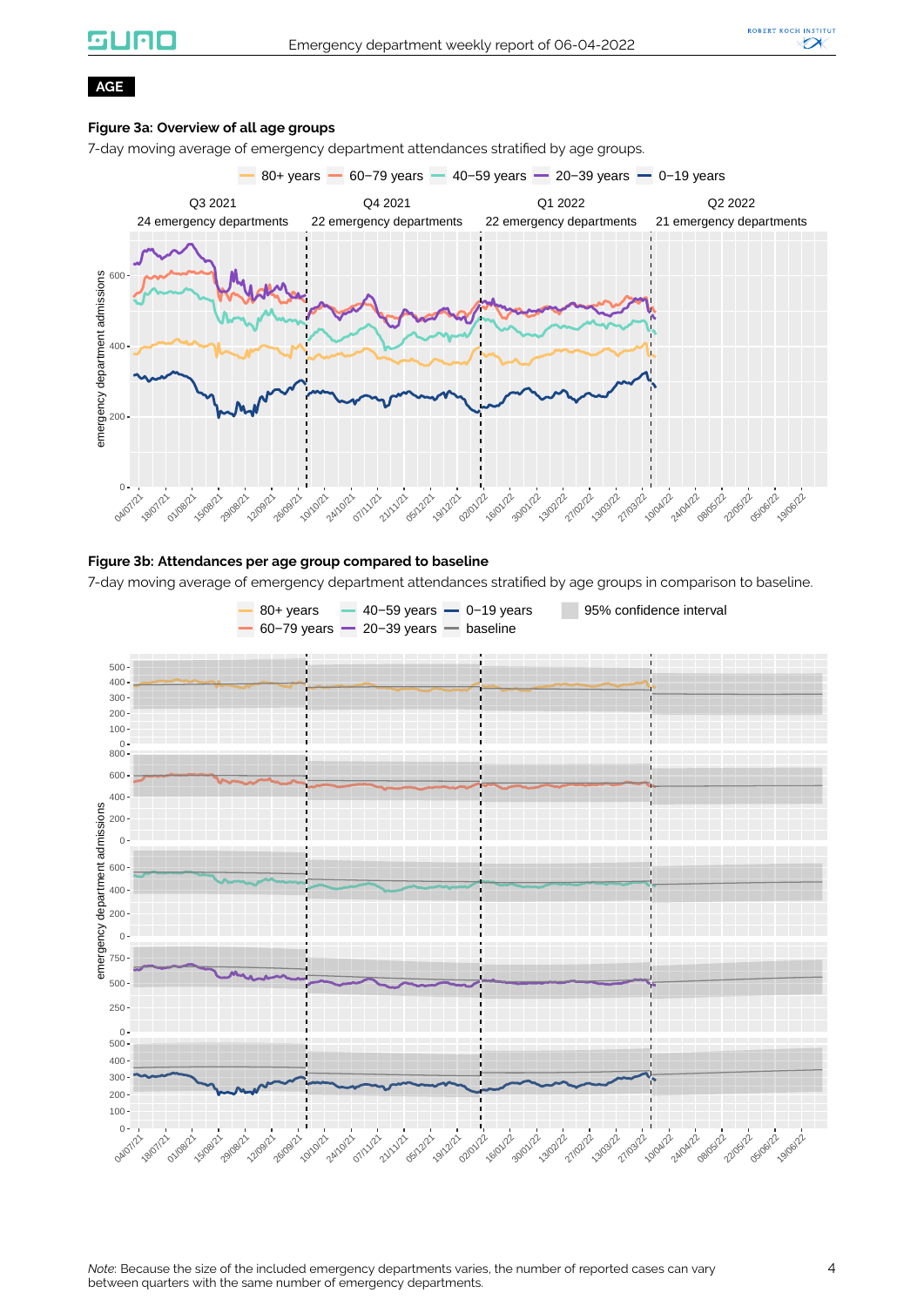**AGE**

**Figure 3a: Overview of all age groups**

7-day moving average of emergency department attendances stratified by age groups.

**Figure 3b: Attendances per age group compared to baseline**

7-day moving average of emergency department attendances stratified by age groups in comparison to baseline.

*Note*: Because the size of the included emergency departments varies, the number of reported cases can vary between quarters with the same number of emergency departments.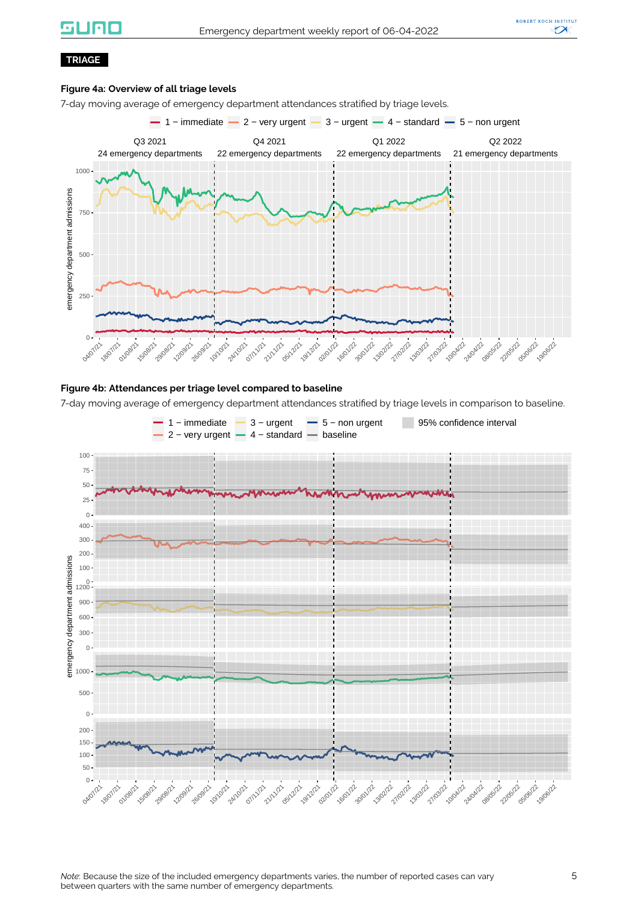## TRIAGE

**Figure 4a: Overview of all triage levels**

7-day moving average of emergency department attendances stratified by triage levels.

**Figure 4b: Attendances per triage level compared to baseline**

7-day moving average of emergency department attendances stratified by triage levels in comparison to baseline.

*Note*: Because the size of the included emergency departments varies, the number of reported cases can vary between quarters with the same number of emergency departments.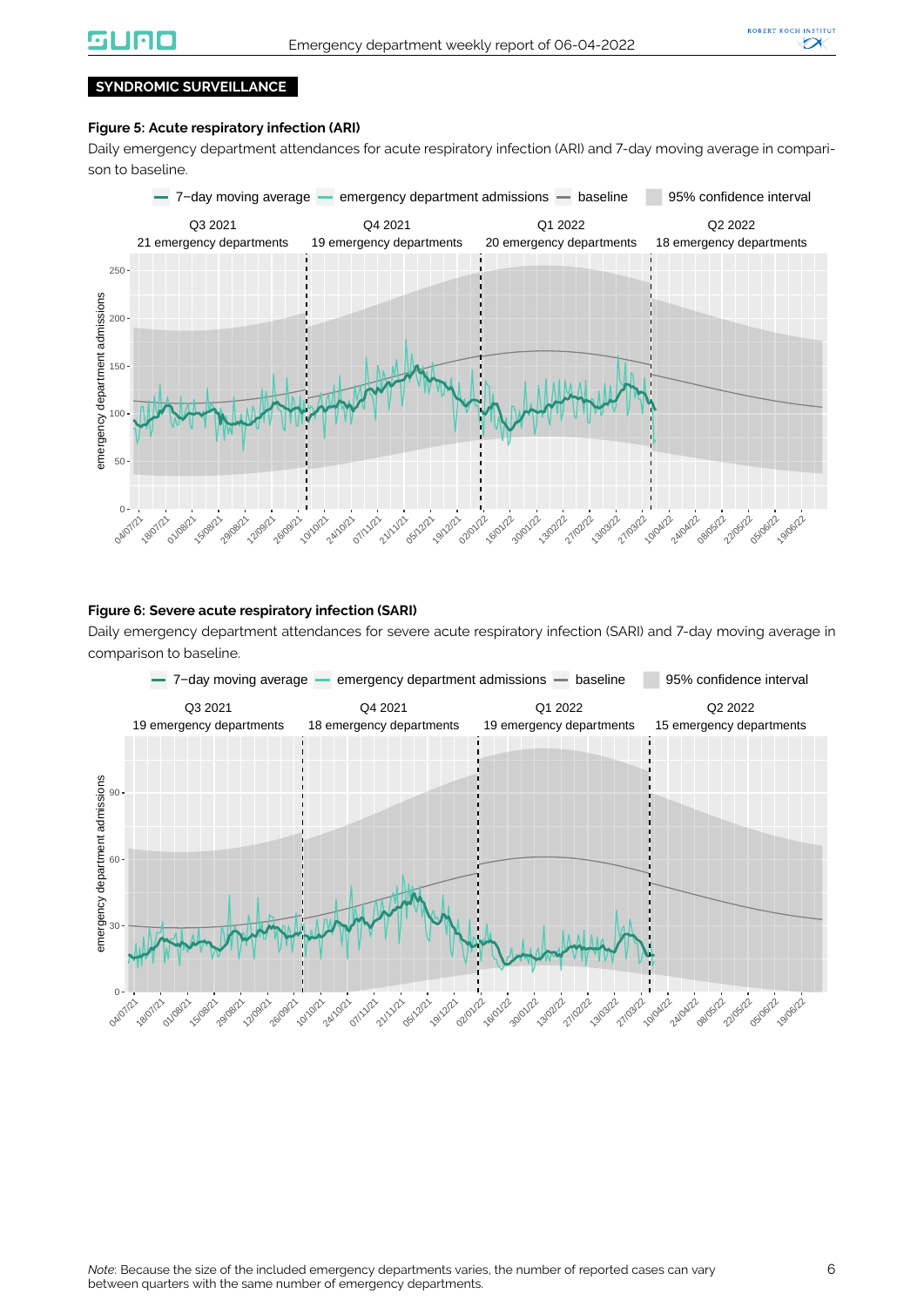**SYNDROMIC SURVEILLANCE**

**Figure 5: Acute respiratory infection (ARI)**

Daily emergency department attendances for acute respiratory infection (ARI) and 7-day moving average in comparison to baseline.

**Figure 6: Severe acute respiratory infection (SARI)**

Daily emergency department attendances for severe acute respiratory infection (SARI) and 7-day moving average in comparison to baseline.

*Note*: Because the size of the included emergency departments varies, the number of reported cases can vary between quarters with the same number of emergency departments.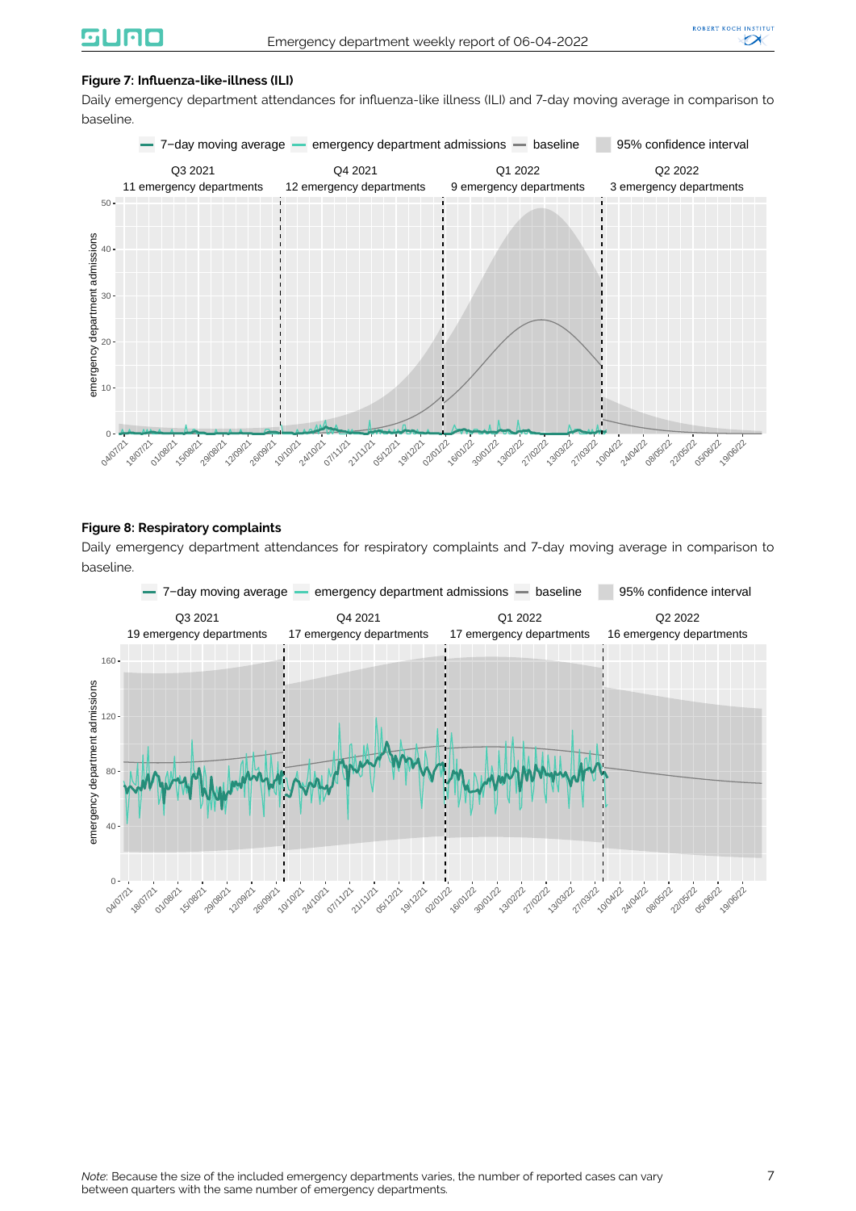**Figure 7: Influenza-like-illness (ILI)**

Daily emergency department attendances for influenza-like illness (ILI) and 7-day moving average in comparison to baseline.

**Figure 8: Respiratory complaints**

Daily emergency department attendances for respiratory complaints and 7-day moving average in comparison to baseline.

*Note*: Because the size of the included emergency departments varies, the number of reported cases can vary between quarters with the same number of emergency departments.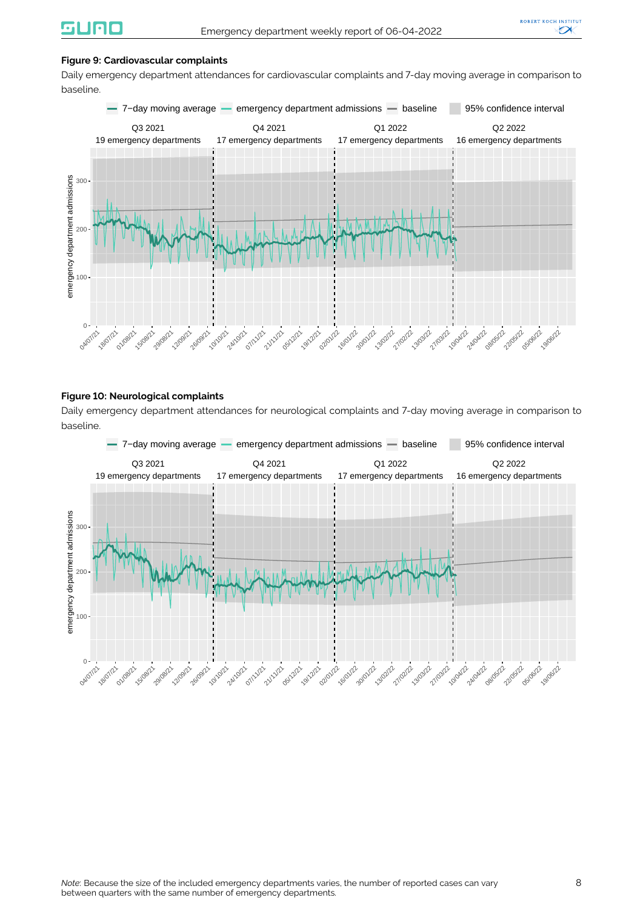**Figure 9: Cardiovascular complaints**

Daily emergency department attendances for cardiovascular complaints and 7-day moving average in comparison to baseline.

7−day moving average
emergency department admissions
baseline
95% confidence interval

Q3 2021
19 emergency departments
Q4 2021
17 emergency departments
Q1 2022
17 emergency departments
Q2 2022
16 emergency departments

emergency department admissions

0
100
200
300

04/07/21
18/07/21
01/08/21
15/08/21
29/08/21
12/09/21
26/09/21
10/10/21
24/10/21
07/11/21
21/11/21
05/12/21
19/12/21
02/01/22
16/01/22
30/01/22
13/02/22
27/02/22
13/03/22
27/03/22
10/04/22
24/04/22
08/05/22
22/05/22
05/06/22
19/06/22

**Figure 10: Neurological complaints**

Daily emergency department attendances for neurological complaints and 7-day moving average in comparison to baseline.

7−day moving average
emergency department admissions
baseline
95% confidence interval

Q3 2021
19 emergency departments
Q4 2021
17 emergency departments
Q1 2022
17 emergency departments
Q2 2022
16 emergency departments

emergency department admissions

0
100
200
300

04/07/21
18/07/21
01/08/21
15/08/21
29/08/21
12/09/21
26/09/21
10/10/21
24/10/21
07/11/21
21/11/21
05/12/21
19/12/21
02/01/22
16/01/22
30/01/22
13/02/22
27/02/22
13/03/22
27/03/22
10/04/22
24/04/22
08/05/22
22/05/22
05/06/22
19/06/22

*Note*: Because the size of the included emergency departments varies, the number of reported cases can vary between quarters with the same number of emergency departments.